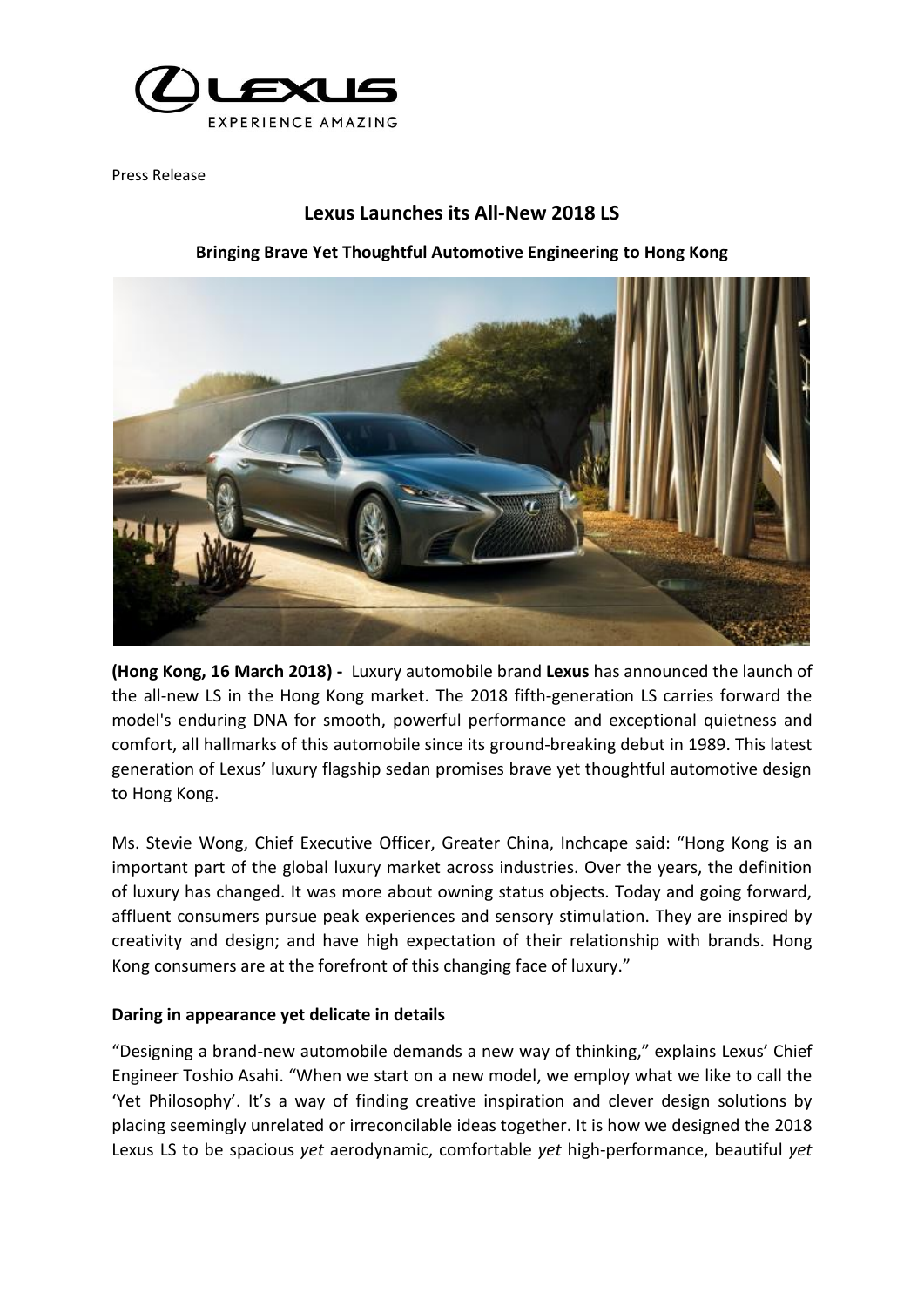LEXUS
EXPERIENCE AMAZING

Press Release

# Lexus Launches its All-New 2018 LS

## Bringing Brave Yet Thoughtful Automotive Engineering to Hong Kong

**(Hong Kong, 16 March 2018) -** Luxury automobile brand **Lexus** has announced the launch of the all-new LS in the Hong Kong market. The 2018 fifth-generation LS carries forward the model's enduring DNA for smooth, powerful performance and exceptional quietness and comfort, all hallmarks of this automobile since its ground-breaking debut in 1989. This latest generation of Lexus' luxury flagship sedan promises brave yet thoughtful automotive design to Hong Kong.

Ms. Stevie Wong, Chief Executive Officer, Greater China, Inchcape said: "Hong Kong is an important part of the global luxury market across industries. Over the years, the definition of luxury has changed. It was more about owning status objects. Today and going forward, affluent consumers pursue peak experiences and sensory stimulation. They are inspired by creativity and design; and have high expectation of their relationship with brands. Hong Kong consumers are at the forefront of this changing face of luxury."

### Daring in appearance yet delicate in details

"Designing a brand-new automobile demands a new way of thinking," explains Lexus' Chief Engineer Toshio Asahi. "When we start on a new model, we employ what we like to call the 'Yet Philosophy'. It's a way of finding creative inspiration and clever design solutions by placing seemingly unrelated or irreconcilable ideas together. It is how we designed the 2018 Lexus LS to be spacious *yet* aerodynamic, comfortable *yet* high-performance, beautiful *yet*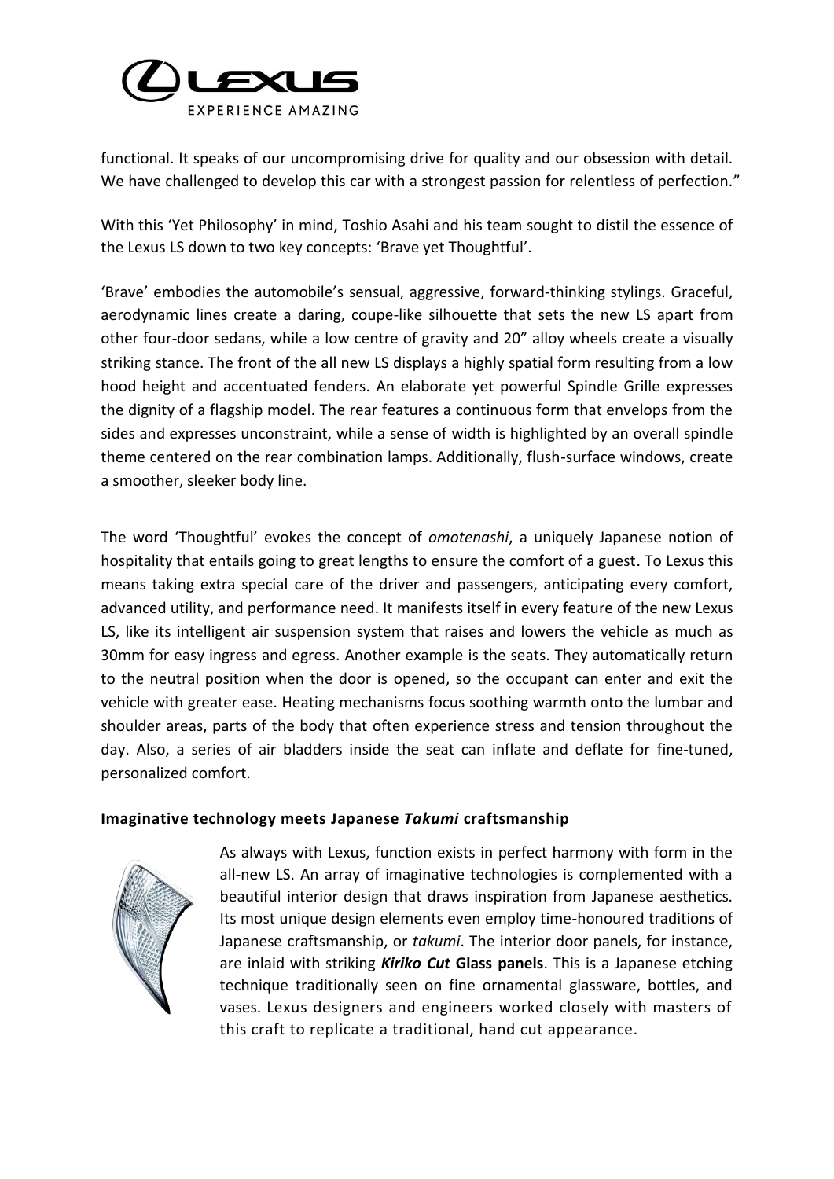functional. It speaks of our uncompromising drive for quality and our obsession with detail. We have challenged to develop this car with a strongest passion for relentless of perfection."

With this 'Yet Philosophy' in mind, Toshio Asahi and his team sought to distil the essence of the Lexus LS down to two key concepts: 'Brave yet Thoughtful'.

'Brave' embodies the automobile's sensual, aggressive, forward-thinking stylings. Graceful, aerodynamic lines create a daring, coupe-like silhouette that sets the new LS apart from other four-door sedans, while a low centre of gravity and 20" alloy wheels create a visually striking stance. The front of the all new LS displays a highly spatial form resulting from a low hood height and accentuated fenders. An elaborate yet powerful Spindle Grille expresses the dignity of a flagship model. The rear features a continuous form that envelops from the sides and expresses unconstraint, while a sense of width is highlighted by an overall spindle theme centered on the rear combination lamps. Additionally, flush-surface windows, create a smoother, sleeker body line.

The word 'Thoughtful' evokes the concept of *omotenashi*, a uniquely Japanese notion of hospitality that entails going to great lengths to ensure the comfort of a guest. To Lexus this means taking extra special care of the driver and passengers, anticipating every comfort, advanced utility, and performance need. It manifests itself in every feature of the new Lexus LS, like its intelligent air suspension system that raises and lowers the vehicle as much as 30mm for easy ingress and egress. Another example is the seats. They automatically return to the neutral position when the door is opened, so the occupant can enter and exit the vehicle with greater ease. Heating mechanisms focus soothing warmth onto the lumbar and shoulder areas, parts of the body that often experience stress and tension throughout the day. Also, a series of air bladders inside the seat can inflate and deflate for fine-tuned, personalized comfort.

**Imaginative technology meets Japanese *Takumi* craftsmanship**

As always with Lexus, function exists in perfect harmony with form in the all-new LS. An array of imaginative technologies is complemented with a beautiful interior design that draws inspiration from Japanese aesthetics. Its most unique design elements even employ time-honoured traditions of Japanese craftsmanship, or *takumi*. The interior door panels, for instance, are inlaid with striking ***Kiriko Cut* Glass panels**. This is a Japanese etching technique traditionally seen on fine ornamental glassware, bottles, and vases. Lexus designers and engineers worked closely with masters of this craft to replicate a traditional, hand cut appearance.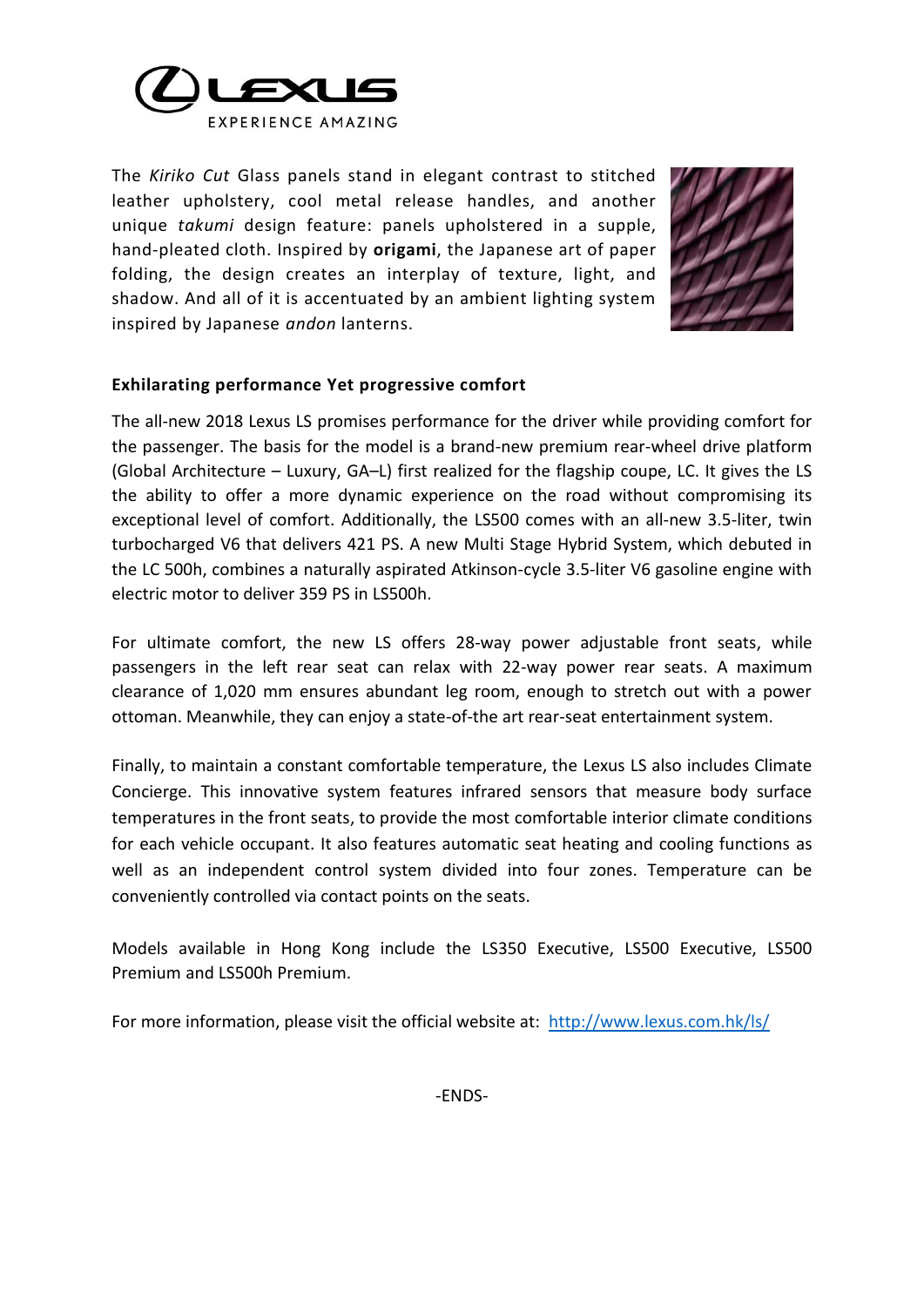The *Kiriko Cut* Glass panels stand in elegant contrast to stitched leather upholstery, cool metal release handles, and another unique *takumi* design feature: panels upholstered in a supple, hand-pleated cloth. Inspired by **origami**, the Japanese art of paper folding, the design creates an interplay of texture, light, and shadow. And all of it is accentuated by an ambient lighting system inspired by Japanese *andon* lanterns.

**Exhilarating performance Yet progressive comfort**

The all-new 2018 Lexus LS promises performance for the driver while providing comfort for the passenger. The basis for the model is a brand-new premium rear-wheel drive platform (Global Architecture – Luxury, GA–L) first realized for the flagship coupe, LC. It gives the LS the ability to offer a more dynamic experience on the road without compromising its exceptional level of comfort. Additionally, the LS500 comes with an all-new 3.5-liter, twin turbocharged V6 that delivers 421 PS. A new Multi Stage Hybrid System, which debuted in the LC 500h, combines a naturally aspirated Atkinson-cycle 3.5-liter V6 gasoline engine with electric motor to deliver 359 PS in LS500h.

For ultimate comfort, the new LS offers 28-way power adjustable front seats, while passengers in the left rear seat can relax with 22-way power rear seats. A maximum clearance of 1,020 mm ensures abundant leg room, enough to stretch out with a power ottoman. Meanwhile, they can enjoy a state-of-the art rear-seat entertainment system.

Finally, to maintain a constant comfortable temperature, the Lexus LS also includes Climate Concierge. This innovative system features infrared sensors that measure body surface temperatures in the front seats, to provide the most comfortable interior climate conditions for each vehicle occupant. It also features automatic seat heating and cooling functions as well as an independent control system divided into four zones. Temperature can be conveniently controlled via contact points on the seats.

Models available in Hong Kong include the LS350 Executive, LS500 Executive, LS500 Premium and LS500h Premium.

For more information, please visit the official website at: http://www.lexus.com.hk/ls/

-ENDS-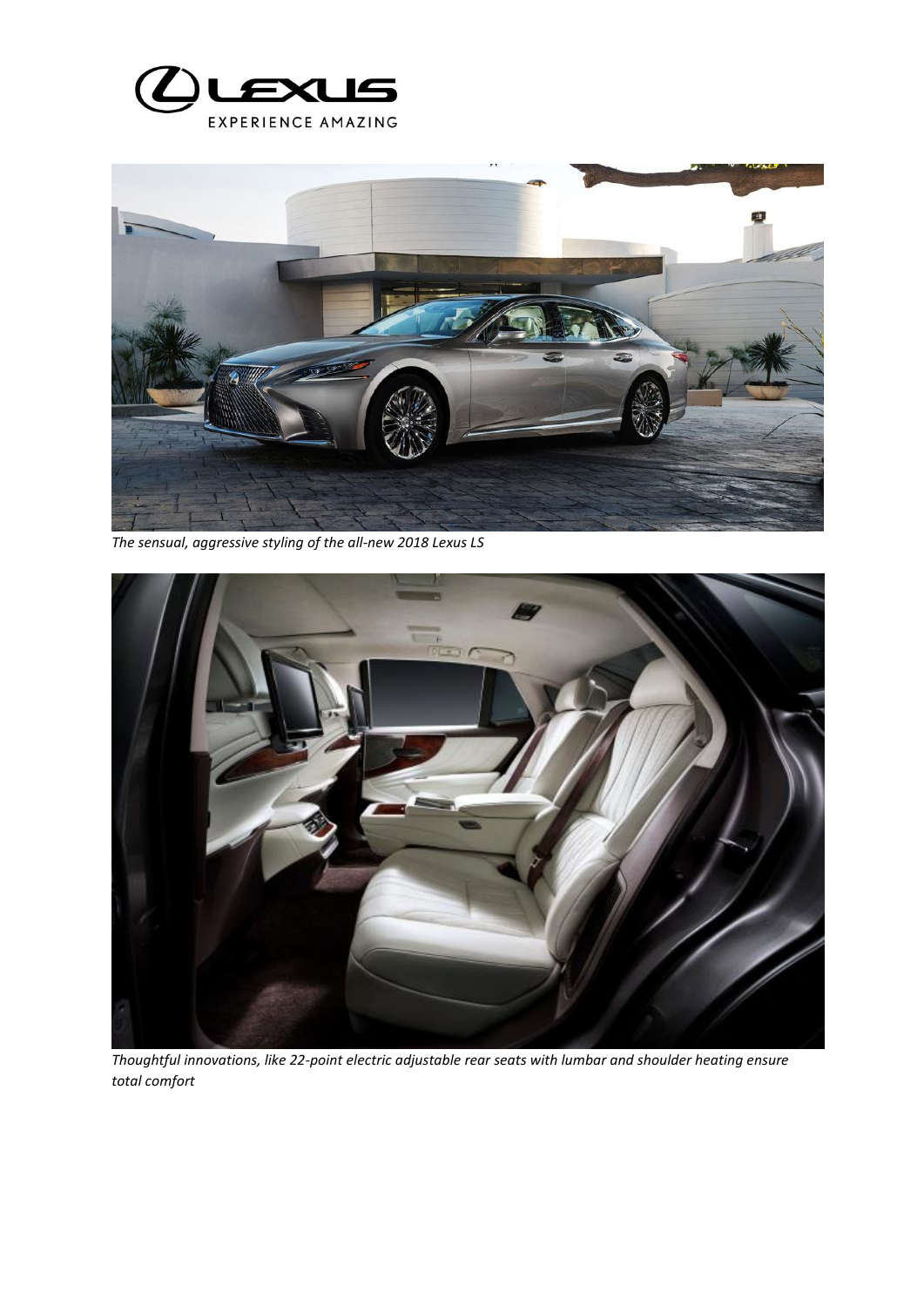*The sensual, aggressive styling of the all-new 2018 Lexus LS*

*Thoughtful innovations, like 22-point electric adjustable rear seats with lumbar and shoulder heating ensure total comfort*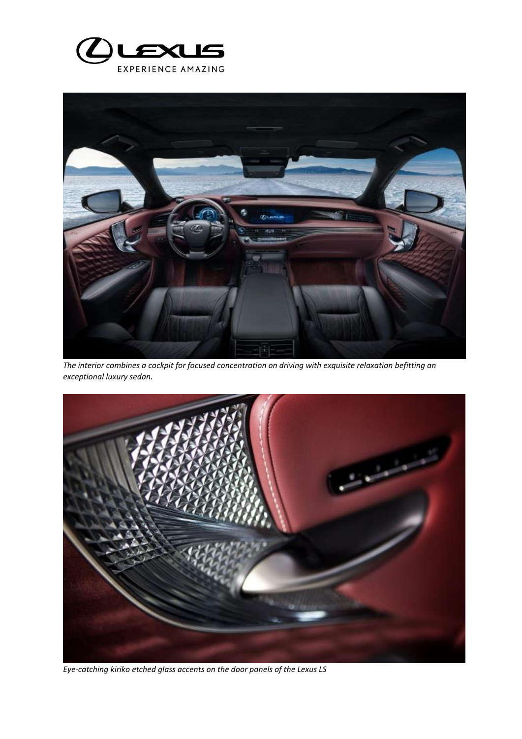*The interior combines a cockpit for focused concentration on driving with exquisite relaxation befitting an exceptional luxury sedan.*

*Eye-catching kiriko etched glass accents on the door panels of the Lexus LS*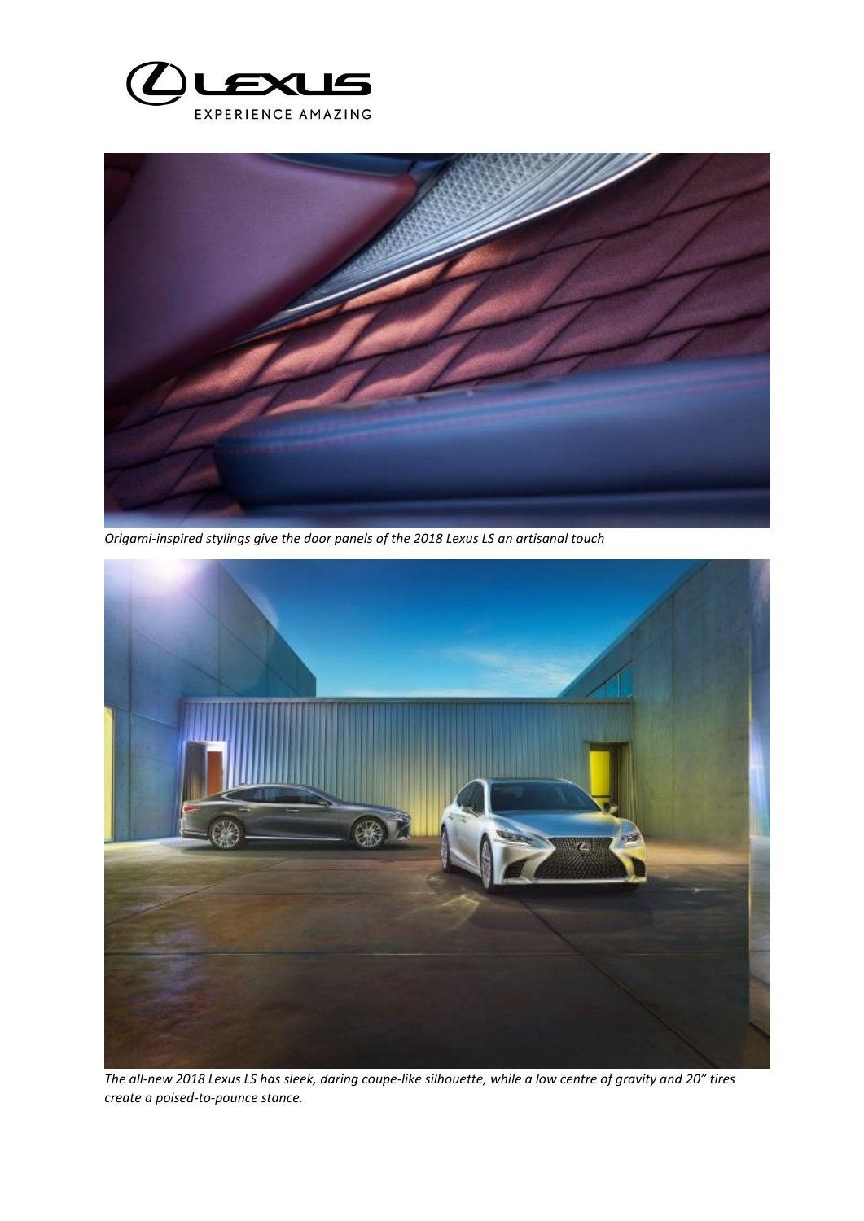*Origami-inspired stylings give the door panels of the 2018 Lexus LS an artisanal touch*

*The all-new 2018 Lexus LS has sleek, daring coupe-like silhouette, while a low centre of gravity and 20" tires create a poised-to-pounce stance.*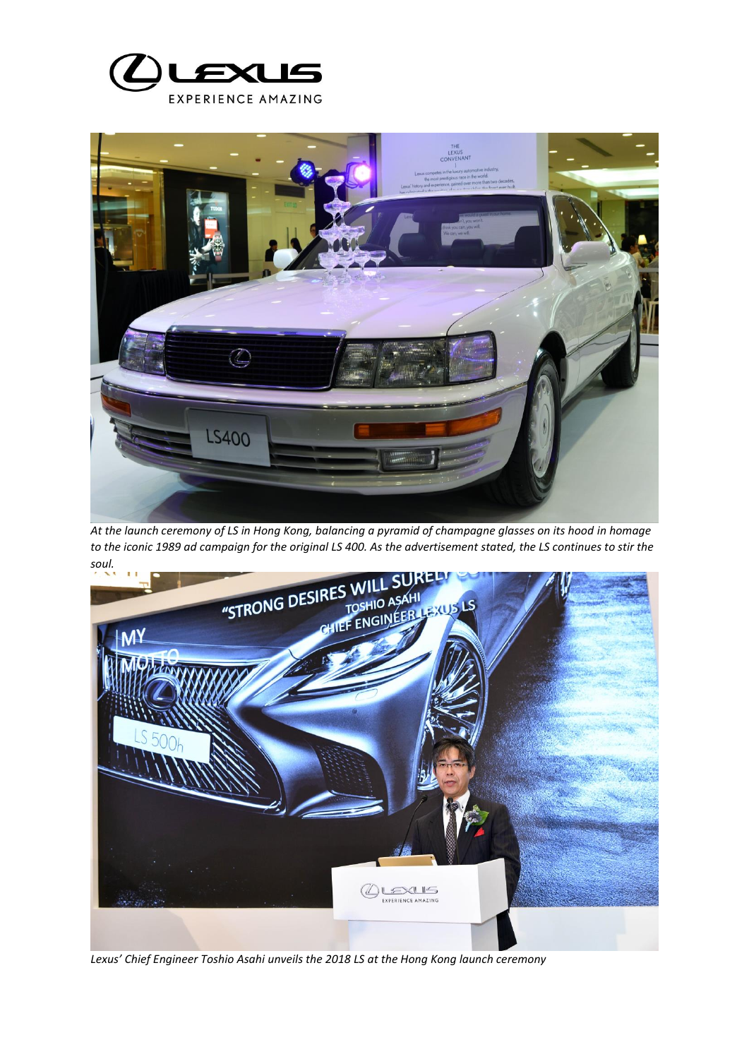*At the launch ceremony of LS in Hong Kong, balancing a pyramid of champagne glasses on its hood in homage to the iconic 1989 ad campaign for the original LS 400. As the advertisement stated, the LS continues to stir the soul.*

*Lexus' Chief Engineer Toshio Asahi unveils the 2018 LS at the Hong Kong launch ceremony*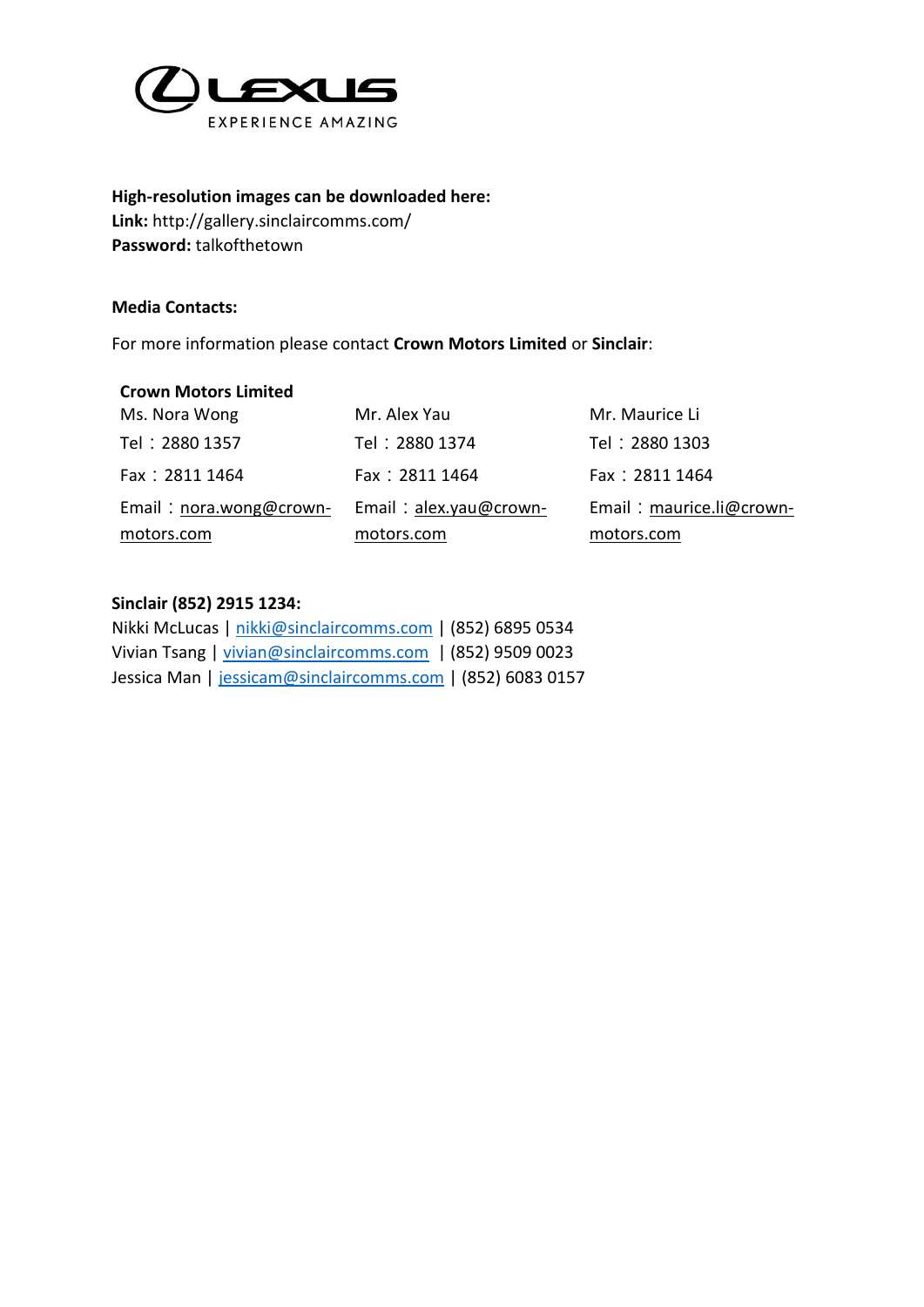**High-resolution images can be downloaded here:**
**Link:** http://gallery.sinclaircomms.com/
**Password:** talkofthetown

**Media Contacts:**

For more information please contact **Crown Motors Limited** or **Sinclair**:

**Crown Motors Limited**

| | | |
|---|---|---|
| Ms. Nora Wong | Mr. Alex Yau | Mr. Maurice Li |
| Tel：2880 1357 | Tel：2880 1374 | Tel：2880 1303 |
| Fax：2811 1464 | Fax：2811 1464 | Fax：2811 1464 |
| Email：nora.wong@crown-motors.com | Email：alex.yau@crown-motors.com | Email：maurice.li@crown-motors.com |

**Sinclair (852) 2915 1234:**
Nikki McLucas | nikki@sinclaircomms.com | (852) 6895 0534
Vivian Tsang | vivian@sinclaircomms.com | (852) 9509 0023
Jessica Man | jessicam@sinclaircomms.com | (852) 6083 0157